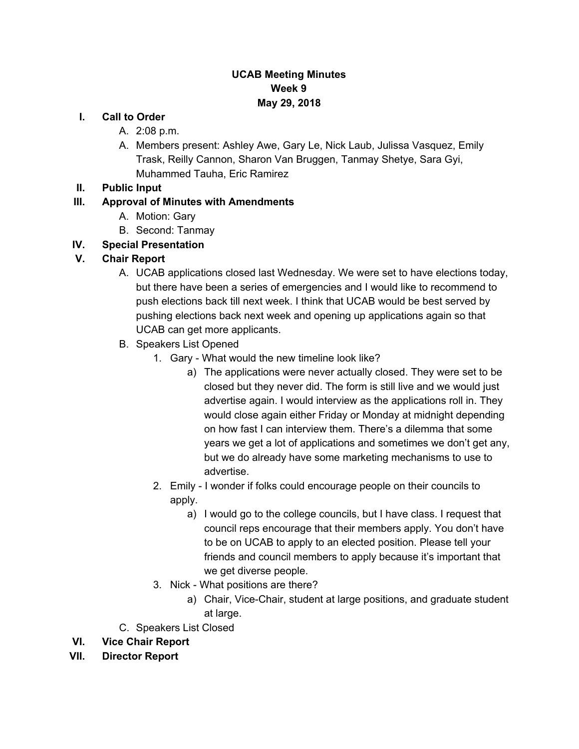# UCAB Meeting Minutes
## Week 9
## May 29, 2018

**I. Call to Order**

A. 2:08 p.m.

A. Members present: Ashley Awe, Gary Le, Nick Laub, Julissa Vasquez, Emily Trask, Reilly Cannon, Sharon Van Bruggen, Tanmay Shetye, Sara Gyi, Muhammed Tauha, Eric Ramirez

**II. Public Input**

**III. Approval of Minutes with Amendments**

A. Motion: Gary

B. Second: Tanmay

**IV. Special Presentation**

**V. Chair Report**

A. UCAB applications closed last Wednesday. We were set to have elections today, but there have been a series of emergencies and I would like to recommend to push elections back till next week. I think that UCAB would be best served by pushing elections back next week and opening up applications again so that UCAB can get more applicants.

B. Speakers List Opened

1. Gary - What would the new timeline look like?
   a) The applications were never actually closed. They were set to be closed but they never did. The form is still live and we would just advertise again. I would interview as the applications roll in. They would close again either Friday or Monday at midnight depending on how fast I can interview them. There's a dilemma that some years we get a lot of applications and sometimes we don't get any, but we do already have some marketing mechanisms to use to advertise.
2. Emily - I wonder if folks could encourage people on their councils to apply.
   a) I would go to the college councils, but I have class. I request that council reps encourage that their members apply. You don't have to be on UCAB to apply to an elected position. Please tell your friends and council members to apply because it's important that we get diverse people.
3. Nick - What positions are there?
   a) Chair, Vice-Chair, student at large positions, and graduate student at large.

C. Speakers List Closed

**VI. Vice Chair Report**

**VII. Director Report**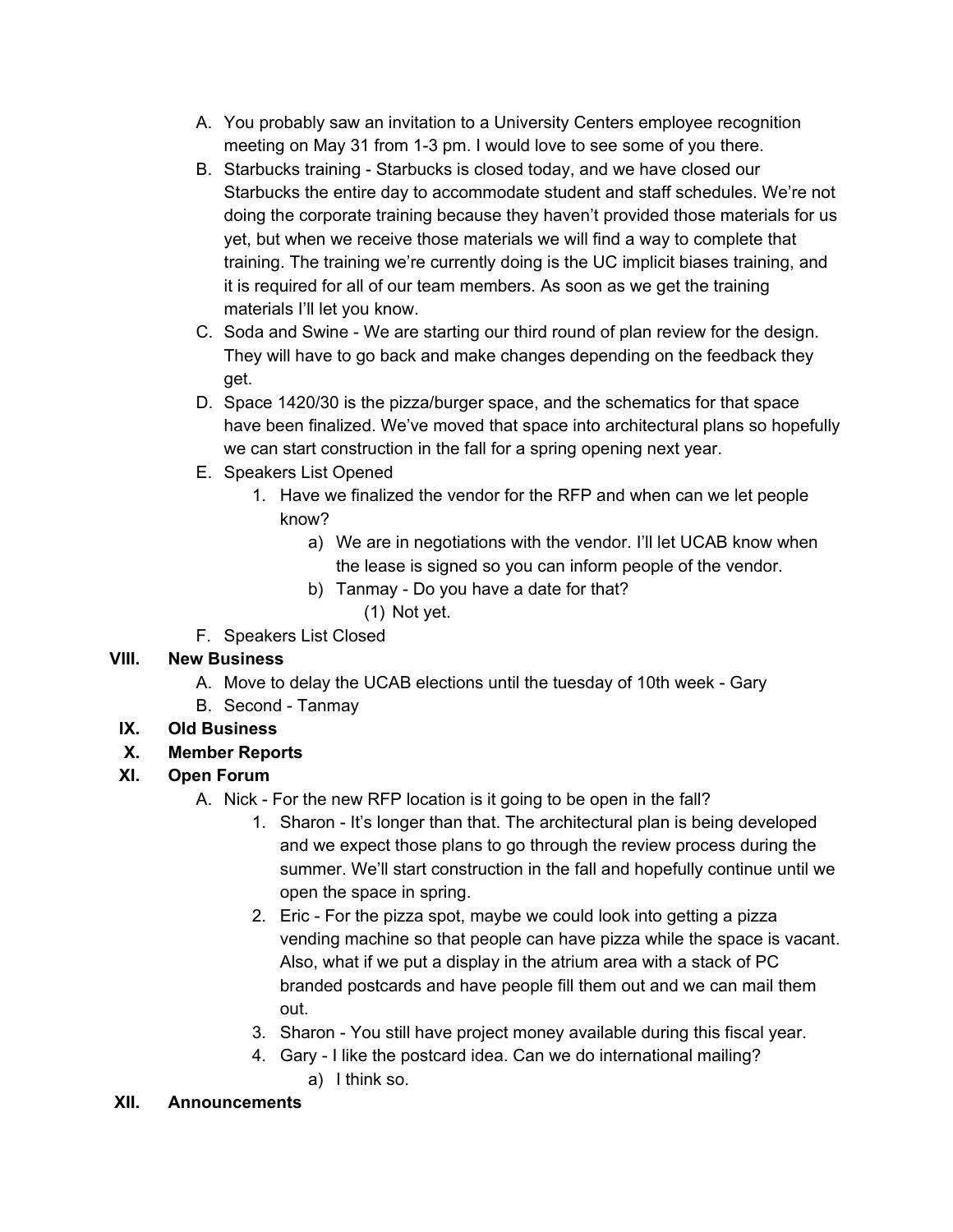A. You probably saw an invitation to a University Centers employee recognition meeting on May 31 from 1-3 pm. I would love to see some of you there.

B. Starbucks training - Starbucks is closed today, and we have closed our Starbucks the entire day to accommodate student and staff schedules. We're not doing the corporate training because they haven't provided those materials for us yet, but when we receive those materials we will find a way to complete that training. The training we're currently doing is the UC implicit biases training, and it is required for all of our team members. As soon as we get the training materials I'll let you know.

C. Soda and Swine - We are starting our third round of plan review for the design. They will have to go back and make changes depending on the feedback they get.

D. Space 1420/30 is the pizza/burger space, and the schematics for that space have been finalized. We've moved that space into architectural plans so hopefully we can start construction in the fall for a spring opening next year.

E. Speakers List Opened
   1. Have we finalized the vendor for the RFP and when can we let people know?
      a) We are in negotiations with the vendor. I'll let UCAB know when the lease is signed so you can inform people of the vendor.
      b) Tanmay - Do you have a date for that?
         (1) Not yet.

F. Speakers List Closed

**VIII. New Business**

A. Move to delay the UCAB elections until the tuesday of 10th week - Gary

B. Second - Tanmay

**IX. Old Business**

**X. Member Reports**

**XI. Open Forum**

A. Nick - For the new RFP location is it going to be open in the fall?
   1. Sharon - It's longer than that. The architectural plan is being developed and we expect those plans to go through the review process during the summer. We'll start construction in the fall and hopefully continue until we open the space in spring.
   2. Eric - For the pizza spot, maybe we could look into getting a pizza vending machine so that people can have pizza while the space is vacant. Also, what if we put a display in the atrium area with a stack of PC branded postcards and have people fill them out and we can mail them out.
   3. Sharon - You still have project money available during this fiscal year.
   4. Gary - I like the postcard idea. Can we do international mailing?
      a) I think so.

**XII. Announcements**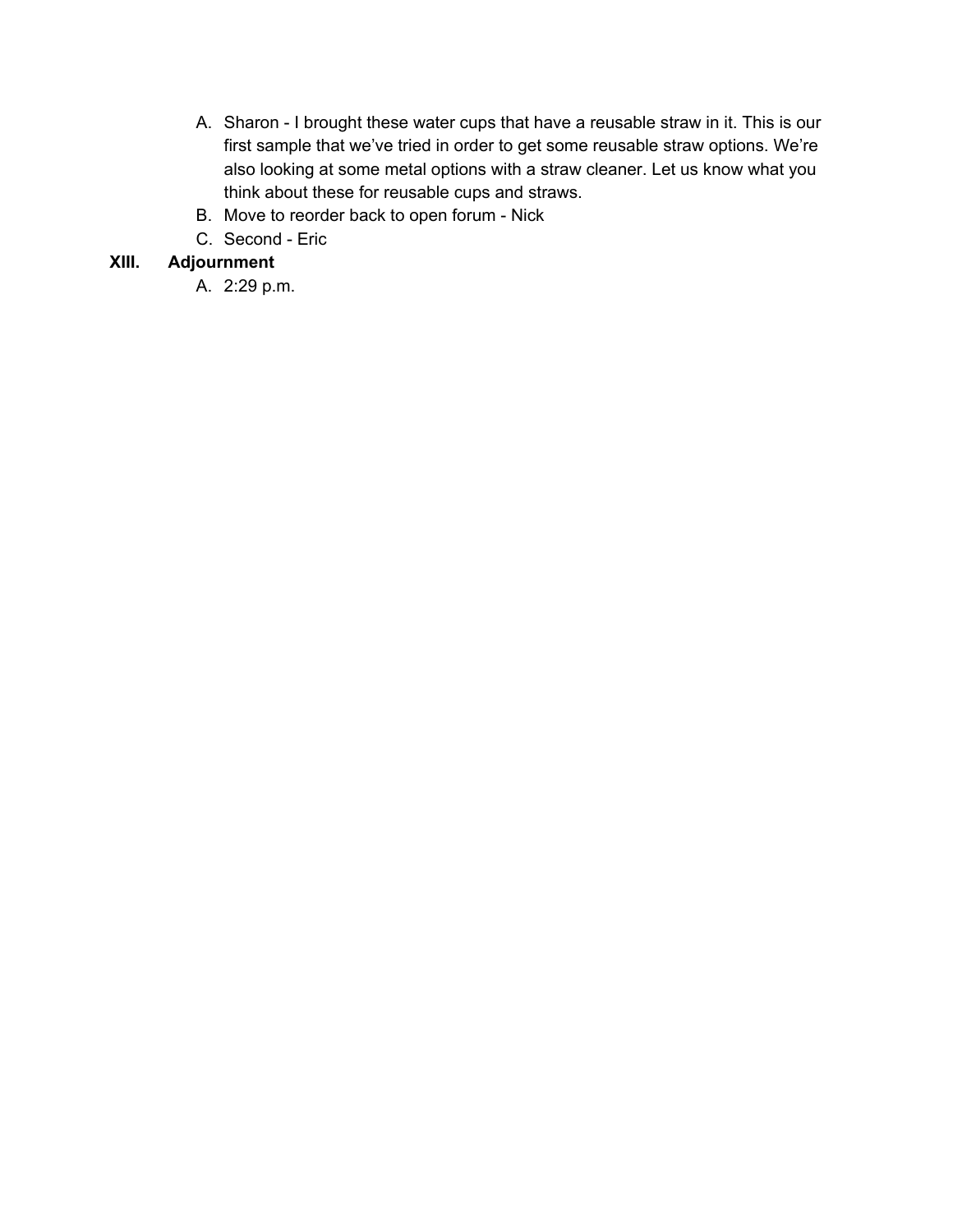A. Sharon - I brought these water cups that have a reusable straw in it. This is our first sample that we've tried in order to get some reusable straw options. We're also looking at some metal options with a straw cleaner. Let us know what you think about these for reusable cups and straws.
B. Move to reorder back to open forum - Nick
C. Second - Eric

**XIII. Adjournment**

A. 2:29 p.m.